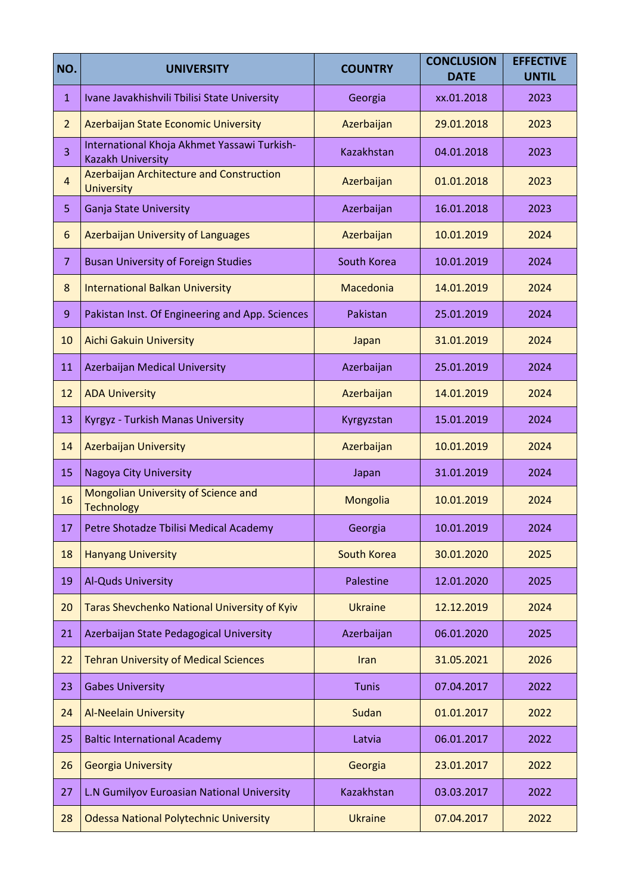| NO. | UNIVERSITY | COUNTRY | CONCLUSION DATE | EFFECTIVE UNTIL |
|---|---|---|---|---|
| 1 | Ivane Javakhishvili Tbilisi State University | Georgia | xx.01.2018 | 2023 |
| 2 | Azerbaijan State Economic University | Azerbaijan | 29.01.2018 | 2023 |
| 3 | International Khoja Akhmet Yassawi Turkish-Kazakh University | Kazakhstan | 04.01.2018 | 2023 |
| 4 | Azerbaijan Architecture and Construction University | Azerbaijan | 01.01.2018 | 2023 |
| 5 | Ganja State University | Azerbaijan | 16.01.2018 | 2023 |
| 6 | Azerbaijan University of Languages | Azerbaijan | 10.01.2019 | 2024 |
| 7 | Busan University of Foreign Studies | South Korea | 10.01.2019 | 2024 |
| 8 | International Balkan University | Macedonia | 14.01.2019 | 2024 |
| 9 | Pakistan Inst. Of Engineering and App. Sciences | Pakistan | 25.01.2019 | 2024 |
| 10 | Aichi Gakuin University | Japan | 31.01.2019 | 2024 |
| 11 | Azerbaijan Medical University | Azerbaijan | 25.01.2019 | 2024 |
| 12 | ADA University | Azerbaijan | 14.01.2019 | 2024 |
| 13 | Kyrgyz - Turkish Manas University | Kyrgyzstan | 15.01.2019 | 2024 |
| 14 | Azerbaijan University | Azerbaijan | 10.01.2019 | 2024 |
| 15 | Nagoya City University | Japan | 31.01.2019 | 2024 |
| 16 | Mongolian University of Science and Technology | Mongolia | 10.01.2019 | 2024 |
| 17 | Petre Shotadze Tbilisi Medical Academy | Georgia | 10.01.2019 | 2024 |
| 18 | Hanyang University | South Korea | 30.01.2020 | 2025 |
| 19 | Al-Quds University | Palestine | 12.01.2020 | 2025 |
| 20 | Taras Shevchenko National University of Kyiv | Ukraine | 12.12.2019 | 2024 |
| 21 | Azerbaijan State Pedagogical University | Azerbaijan | 06.01.2020 | 2025 |
| 22 | Tehran University of Medical Sciences | Iran | 31.05.2021 | 2026 |
| 23 | Gabes University | Tunis | 07.04.2017 | 2022 |
| 24 | Al-Neelain University | Sudan | 01.01.2017 | 2022 |
| 25 | Baltic International Academy | Latvia | 06.01.2017 | 2022 |
| 26 | Georgia University | Georgia | 23.01.2017 | 2022 |
| 27 | L.N Gumilyov Euroasian National University | Kazakhstan | 03.03.2017 | 2022 |
| 28 | Odessa National Polytechnic University | Ukraine | 07.04.2017 | 2022 |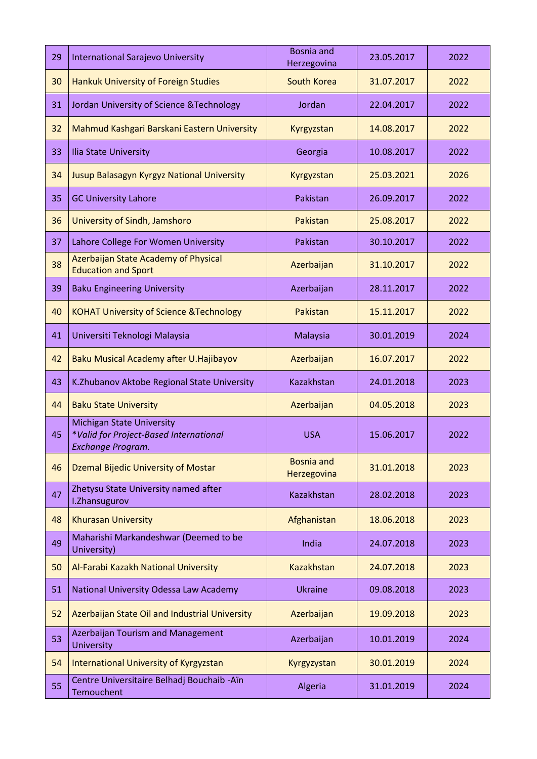| 29 | International Sarajevo University | Bosnia and Herzegovina | 23.05.2017 | 2022 |
|---|---|---|---|---|
| 30 | Hankuk University of Foreign Studies | South Korea | 31.07.2017 | 2022 |
| 31 | Jordan University of Science &Technology | Jordan | 22.04.2017 | 2022 |
| 32 | Mahmud Kashgari Barskani Eastern University | Kyrgyzstan | 14.08.2017 | 2022 |
| 33 | Ilia State University | Georgia | 10.08.2017 | 2022 |
| 34 | Jusup Balasagyn Kyrgyz National University | Kyrgyzstan | 25.03.2021 | 2026 |
| 35 | GC University Lahore | Pakistan | 26.09.2017 | 2022 |
| 36 | University of Sindh, Jamshoro | Pakistan | 25.08.2017 | 2022 |
| 37 | Lahore College For Women University | Pakistan | 30.10.2017 | 2022 |
| 38 | Azerbaijan State Academy of Physical Education and Sport | Azerbaijan | 31.10.2017 | 2022 |
| 39 | Baku Engineering University | Azerbaijan | 28.11.2017 | 2022 |
| 40 | KOHAT University of Science &Technology | Pakistan | 15.11.2017 | 2022 |
| 41 | Universiti Teknologi Malaysia | Malaysia | 30.01.2019 | 2024 |
| 42 | Baku Musical Academy after U.Hajibayov | Azerbaijan | 16.07.2017 | 2022 |
| 43 | K.Zhubanov Aktobe Regional State University | Kazakhstan | 24.01.2018 | 2023 |
| 44 | Baku State University | Azerbaijan | 04.05.2018 | 2023 |
| 45 | Michigan State University *Valid for Project-Based International Exchange Program.* | USA | 15.06.2017 | 2022 |
| 46 | Dzemal Bijedic University of Mostar | Bosnia and Herzegovina | 31.01.2018 | 2023 |
| 47 | Zhetysu State University named after I.Zhansugurov | Kazakhstan | 28.02.2018 | 2023 |
| 48 | Khurasan University | Afghanistan | 18.06.2018 | 2023 |
| 49 | Maharishi Markandeshwar (Deemed to be University) | India | 24.07.2018 | 2023 |
| 50 | Al-Farabi Kazakh National University | Kazakhstan | 24.07.2018 | 2023 |
| 51 | National University Odessa Law Academy | Ukraine | 09.08.2018 | 2023 |
| 52 | Azerbaijan State Oil and Industrial University | Azerbaijan | 19.09.2018 | 2023 |
| 53 | Azerbaijan Tourism and Management University | Azerbaijan | 10.01.2019 | 2024 |
| 54 | International University of Kyrgyzstan | Kyrgyzystan | 30.01.2019 | 2024 |
| 55 | Centre Universitaire Belhadj Bouchaib -Aïn Temouchent | Algeria | 31.01.2019 | 2024 |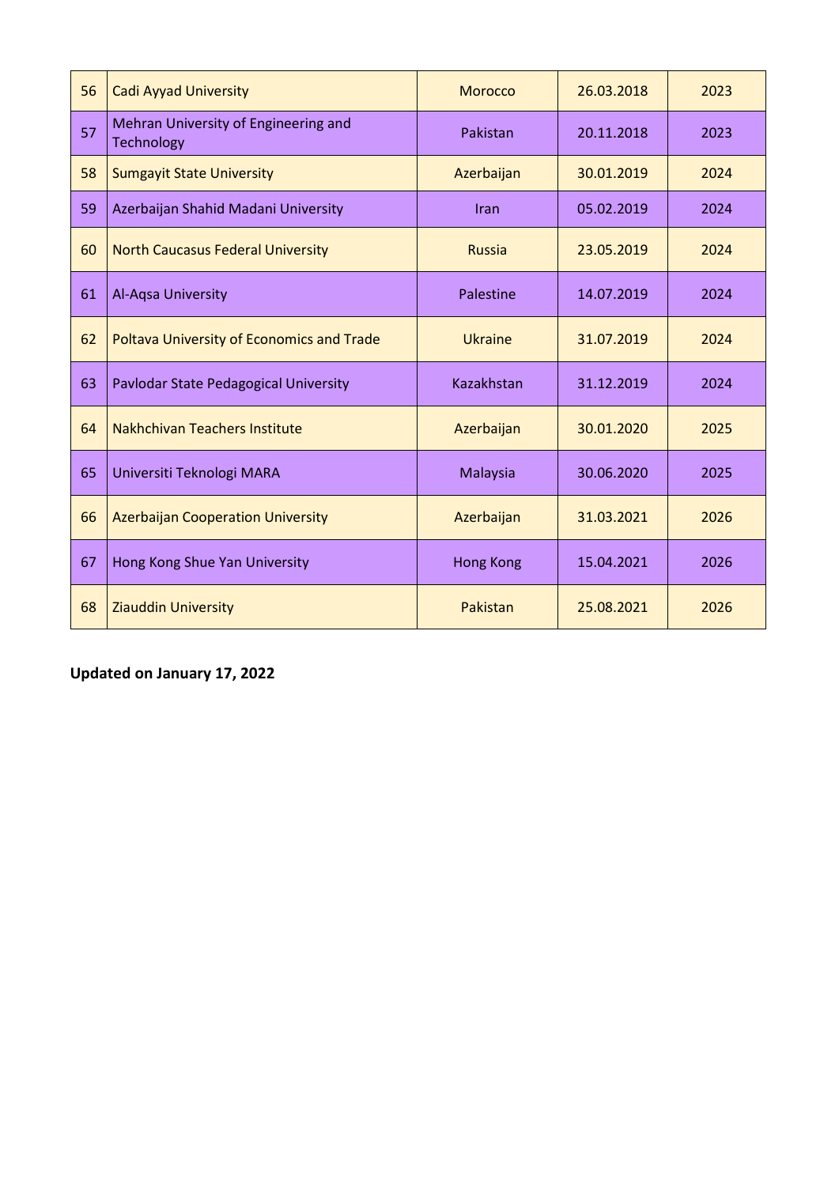| | | | | |
|---|---|---|---|---|
| 56 | Cadi Ayyad University | Morocco | 26.03.2018 | 2023 |
| 57 | Mehran University of Engineering and Technology | Pakistan | 20.11.2018 | 2023 |
| 58 | Sumgayit State University | Azerbaijan | 30.01.2019 | 2024 |
| 59 | Azerbaijan Shahid Madani University | Iran | 05.02.2019 | 2024 |
| 60 | North Caucasus Federal University | Russia | 23.05.2019 | 2024 |
| 61 | Al-Aqsa University | Palestine | 14.07.2019 | 2024 |
| 62 | Poltava University of Economics and Trade | Ukraine | 31.07.2019 | 2024 |
| 63 | Pavlodar State Pedagogical University | Kazakhstan | 31.12.2019 | 2024 |
| 64 | Nakhchivan Teachers Institute | Azerbaijan | 30.01.2020 | 2025 |
| 65 | Universiti Teknologi MARA | Malaysia | 30.06.2020 | 2025 |
| 66 | Azerbaijan Cooperation University | Azerbaijan | 31.03.2021 | 2026 |
| 67 | Hong Kong Shue Yan University | Hong Kong | 15.04.2021 | 2026 |
| 68 | Ziauddin University | Pakistan | 25.08.2021 | 2026 |

**Updated on January 17, 2022**